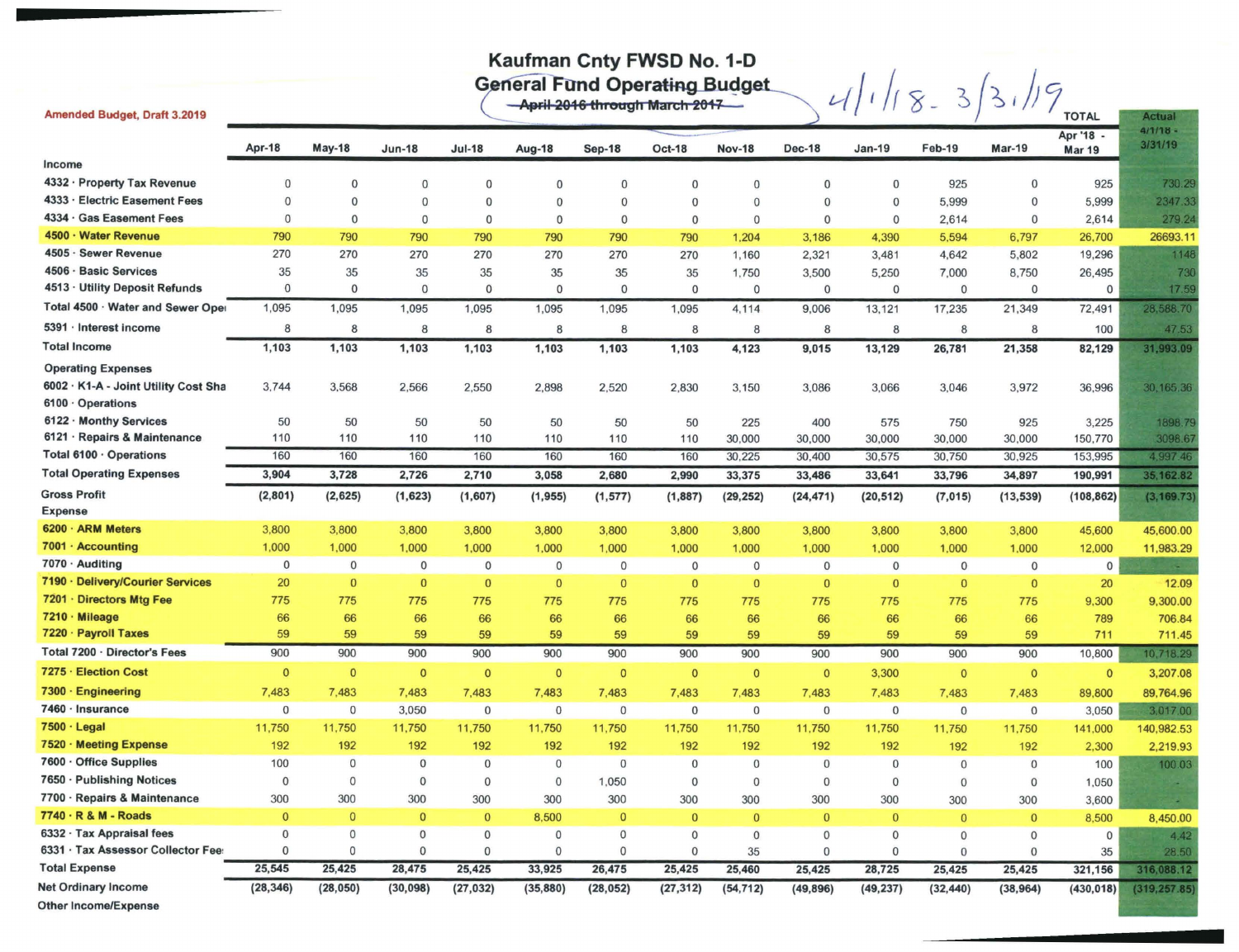# Kaufman Cnty FWSD No. 1-D

## General Fund Operating Budget

~~April 2016 through March 2017~~ 4/1/18 - 3/31/19

Amended Budget, Draft 3.2019

| | Apr-18 | May-18 | Jun-18 | Jul-18 | Aug-18 | Sep-18 | Oct-18 | Nov-18 | Dec-18 | Jan-19 | Feb-19 | Mar-19 | TOTAL Apr '18 - Mar 19 | Actual 4/1/18 - 3/31/19 |
|---|---|---|---|---|---|---|---|---|---|---|---|---|---|---|
| **Income** | | | | | | | | | | | | | | |
| 4332 · Property Tax Revenue | 0 | 0 | 0 | 0 | 0 | 0 | 0 | 0 | 0 | 0 | 925 | 0 | 925 | 730.29 |
| 4333 · Electric Easement Fees | 0 | 0 | 0 | 0 | 0 | 0 | 0 | 0 | 0 | 0 | 5,999 | 0 | 5,999 | 2347.33 |
| 4334 · Gas Easement Fees | 0 | 0 | 0 | 0 | 0 | 0 | 0 | 0 | 0 | 0 | 2,614 | 0 | 2,614 | 279.24 |
| 4500 · Water Revenue | 790 | 790 | 790 | 790 | 790 | 790 | 790 | 1,204 | 3,186 | 4,390 | 5,594 | 6,797 | 26,700 | 26693.11 |
| 4505 · Sewer Revenue | 270 | 270 | 270 | 270 | 270 | 270 | 270 | 1,160 | 2,321 | 3,481 | 4,642 | 5,802 | 19,296 | 1148 |
| 4506 · Basic Services | 35 | 35 | 35 | 35 | 35 | 35 | 35 | 1,750 | 3,500 | 5,250 | 7,000 | 8,750 | 26,495 | 730 |
| 4513 · Utility Deposit Refunds | 0 | 0 | 0 | 0 | 0 | 0 | 0 | 0 | 0 | 0 | 0 | 0 | 0 | 17.59 |
| Total 4500 · Water and Sewer Ope | 1,095 | 1,095 | 1,095 | 1,095 | 1,095 | 1,095 | 1,095 | 4,114 | 9,006 | 13,121 | 17,235 | 21,349 | 72,491 | 28,588.70 |
| 5391 · Interest income | 8 | 8 | 8 | 8 | 8 | 8 | 8 | 8 | 8 | 8 | 8 | 8 | 100 | 47.53 |
| **Total Income** | **1,103** | **1,103** | **1,103** | **1,103** | **1,103** | **1,103** | **1,103** | **4,123** | **9,015** | **13,129** | **26,781** | **21,358** | **82,129** | **31,993.09** |
| **Operating Expenses** | | | | | | | | | | | | | | |
| 6002 · K1-A - Joint Utility Cost Sha | 3,744 | 3,568 | 2,566 | 2,550 | 2,898 | 2,520 | 2,830 | 3,150 | 3,086 | 3,066 | 3,046 | 3,972 | 36,996 | 30,165.36 |
| 6100 · Operations | | | | | | | | | | | | | | |
| 6122 · Monthy Services | 50 | 50 | 50 | 50 | 50 | 50 | 50 | 225 | 400 | 575 | 750 | 925 | 3,225 | 1898.79 |
| 6121 · Repairs & Maintenance | 110 | 110 | 110 | 110 | 110 | 110 | 110 | 30,000 | 30,000 | 30,000 | 30,000 | 30,000 | 150,770 | 3098.67 |
| Total 6100 · Operations | 160 | 160 | 160 | 160 | 160 | 160 | 160 | 30,225 | 30,400 | 30,575 | 30,750 | 30,925 | 153,995 | 4,997.46 |
| **Total Operating Expenses** | **3,904** | **3,728** | **2,726** | **2,710** | **3,058** | **2,680** | **2,990** | **33,375** | **33,486** | **33,641** | **33,796** | **34,897** | **190,991** | **35,162.82** |
| **Gross Profit** | **(2,801)** | **(2,625)** | **(1,623)** | **(1,607)** | **(1,955)** | **(1,577)** | **(1,887)** | **(29,252)** | **(24,471)** | **(20,512)** | **(7,015)** | **(13,539)** | **(108,862)** | **(3,169.73)** |
| **Expense** | | | | | | | | | | | | | | |
| 6200 · ARM Meters | 3,800 | 3,800 | 3,800 | 3,800 | 3,800 | 3,800 | 3,800 | 3,800 | 3,800 | 3,800 | 3,800 | 3,800 | 45,600 | 45,600.00 |
| 7001 · Accounting | 1,000 | 1,000 | 1,000 | 1,000 | 1,000 | 1,000 | 1,000 | 1,000 | 1,000 | 1,000 | 1,000 | 1,000 | 12,000 | 11,983.29 |
| 7070 · Auditing | 0 | 0 | 0 | 0 | 0 | 0 | 0 | 0 | 0 | 0 | 0 | 0 | 0 | - |
| 7190 · Delivery/Courier Services | 20 | 0 | 0 | 0 | 0 | 0 | 0 | 0 | 0 | 0 | 0 | 0 | 20 | 12.09 |
| 7201 · Directors Mtg Fee | 775 | 775 | 775 | 775 | 775 | 775 | 775 | 775 | 775 | 775 | 775 | 775 | 9,300 | 9,300.00 |
| 7210 · Mileage | 66 | 66 | 66 | 66 | 66 | 66 | 66 | 66 | 66 | 66 | 66 | 66 | 789 | 706.84 |
| 7220 · Payroll Taxes | 59 | 59 | 59 | 59 | 59 | 59 | 59 | 59 | 59 | 59 | 59 | 59 | 711 | 711.45 |
| Total 7200 · Director's Fees | 900 | 900 | 900 | 900 | 900 | 900 | 900 | 900 | 900 | 900 | 900 | 900 | 10,800 | 10,718.29 |
| 7275 · Election Cost | 0 | 0 | 0 | 0 | 0 | 0 | 0 | 0 | 0 | 3,300 | 0 | 0 | 0 | 3,207.08 |
| 7300 · Engineering | 7,483 | 7,483 | 7,483 | 7,483 | 7,483 | 7,483 | 7,483 | 7,483 | 7,483 | 7,483 | 7,483 | 7,483 | 89,800 | 89,764.96 |
| 7460 · Insurance | 0 | 0 | 3,050 | 0 | 0 | 0 | 0 | 0 | 0 | 0 | 0 | 0 | 3,050 | 3,017.00 |
| 7500 · Legal | 11,750 | 11,750 | 11,750 | 11,750 | 11,750 | 11,750 | 11,750 | 11,750 | 11,750 | 11,750 | 11,750 | 11,750 | 141,000 | 140,982.53 |
| 7520 · Meeting Expense | 192 | 192 | 192 | 192 | 192 | 192 | 192 | 192 | 192 | 192 | 192 | 192 | 2,300 | 2,219.93 |
| 7600 · Office Supplies | 100 | 0 | 0 | 0 | 0 | 0 | 0 | 0 | 0 | 0 | 0 | 0 | 100 | 100.03 |
| 7650 · Publishing Notices | 0 | 0 | 0 | 0 | 0 | 1,050 | 0 | 0 | 0 | 0 | 0 | 0 | 1,050 | - |
| 7700 · Repairs & Maintenance | 300 | 300 | 300 | 300 | 300 | 300 | 300 | 300 | 300 | 300 | 300 | 300 | 3,600 | - |
| 7740 · R & M - Roads | 0 | 0 | 0 | 0 | 8,500 | 0 | 0 | 0 | 0 | 0 | 0 | 0 | 8,500 | 8,450.00 |
| 6332 · Tax Appraisal fees | 0 | 0 | 0 | 0 | 0 | 0 | 0 | 0 | 0 | 0 | 0 | 0 | 0 | 4.42 |
| 6331 · Tax Assessor Collector Fee | 0 | 0 | 0 | 0 | 0 | 0 | 0 | 35 | 0 | 0 | 0 | 0 | 35 | 28.50 |
| **Total Expense** | **25,545** | **25,425** | **28,475** | **25,425** | **33,925** | **26,475** | **25,425** | **25,460** | **25,425** | **28,725** | **25,425** | **25,425** | **321,156** | **316,088.12** |
| **Net Ordinary Income** | **(28,346)** | **(28,050)** | **(30,098)** | **(27,032)** | **(35,880)** | **(28,052)** | **(27,312)** | **(54,712)** | **(49,896)** | **(49,237)** | **(32,440)** | **(38,964)** | **(430,018)** | **(319,257.85)** |
| **Other Income/Expense** | | | | | | | | | | | | | | |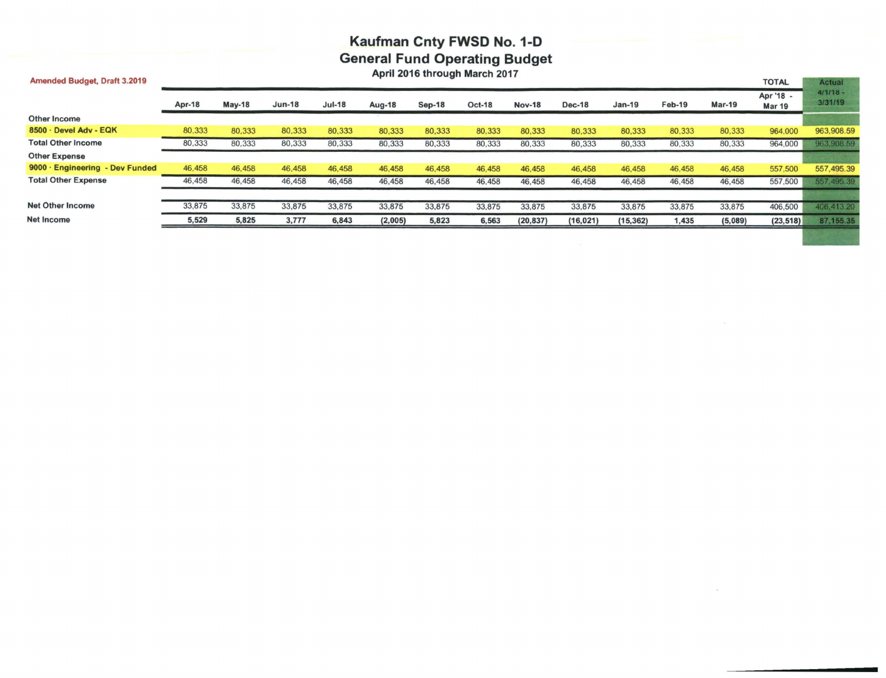# Kaufman Cnty FWSD No. 1-D
## General Fund Operating Budget
### April 2016 through March 2017

Amended Budget, Draft 3.2019

| | Apr-18 | May-18 | Jun-18 | Jul-18 | Aug-18 | Sep-18 | Oct-18 | Nov-18 | Dec-18 | Jan-19 | Feb-19 | Mar-19 | TOTAL Apr '18 - Mar 19 | Actual 4/1/18 - 3/31/19 |
|---|---|---|---|---|---|---|---|---|---|---|---|---|---|---|
| Other Income | | | | | | | | | | | | | | |
| 8500 · Devel Adv - EQK | 80,333 | 80,333 | 80,333 | 80,333 | 80,333 | 80,333 | 80,333 | 80,333 | 80,333 | 80,333 | 80,333 | 80,333 | 964,000 | 963,908.59 |
| Total Other Income | 80,333 | 80,333 | 80,333 | 80,333 | 80,333 | 80,333 | 80,333 | 80,333 | 80,333 | 80,333 | 80,333 | 80,333 | 964,000 | 963,908.59 |
| Other Expense | | | | | | | | | | | | | | |
| 9000 · Engineering - Dev Funded | 46,458 | 46,458 | 46,458 | 46,458 | 46,458 | 46,458 | 46,458 | 46,458 | 46,458 | 46,458 | 46,458 | 46,458 | 557,500 | 557,495.39 |
| Total Other Expense | 46,458 | 46,458 | 46,458 | 46,458 | 46,458 | 46,458 | 46,458 | 46,458 | 46,458 | 46,458 | 46,458 | 46,458 | 557,500 | 557,495.39 |
| Net Other Income | 33,875 | 33,875 | 33,875 | 33,875 | 33,875 | 33,875 | 33,875 | 33,875 | 33,875 | 33,875 | 33,875 | 33,875 | 406,500 | 406,413.20 |
| Net Income | 5,529 | 5,825 | 3,777 | 6,843 | (2,005) | 5,823 | 6,563 | (20,837) | (16,021) | (15,362) | 1,435 | (5,089) | (23,518) | 87,155.35 |